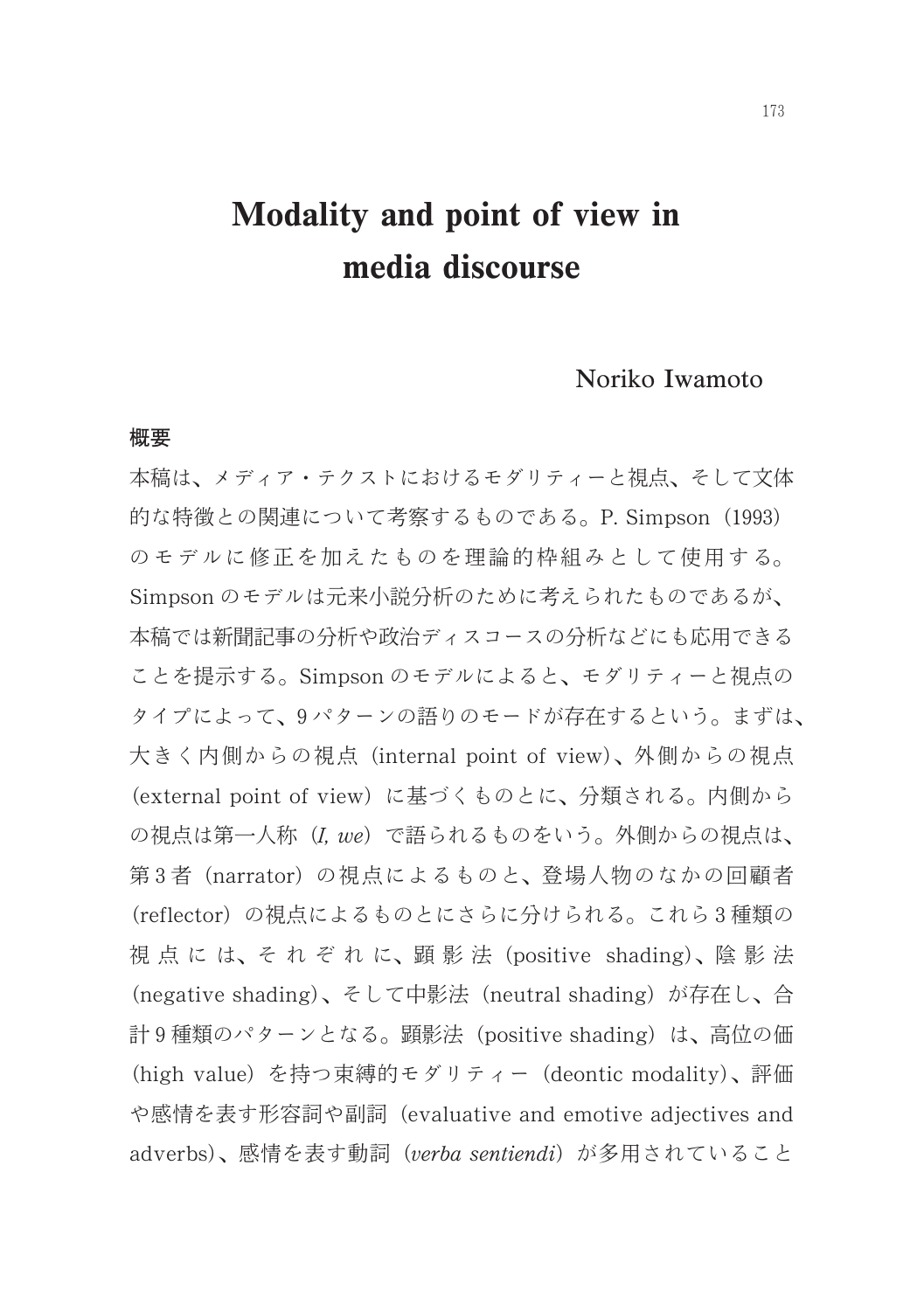# Modality and point of view in media discourse

Noriko Iwamoto

## 概要

本稿は、メディア・テクストにおけるモダリティーと視点、そして文体的な特徴との関連について考察するものである。P. Simpson（1993）のモデルに修正を加えたものを理論的枠組みとして使用する。Simpson のモデルは元来小説分析のために考えられたものであるが、本稿では新聞記事の分析や政治ディスコースの分析などにも応用できることを提示する。Simpson のモデルによると、モダリティーと視点のタイプによって、9 パターンの語りのモードが存在するという。まずは、大きく内側からの視点（internal point of view)、外側からの視点（external point of view）に基づくものとに、分類される。内側からの視点は第一人称（*I, we*）で語られるものをいう。外側からの視点は、第 3 者（narrator）の視点によるものと、登場人物のなかの回顧者（reflector）の視点によるものとにさらに分けられる。これら 3 種類の視点には、それぞれに、顕影法（positive shading)、陰影法（negative shading)、そして中影法（neutral shading）が存在し、合計 9 種類のパターンとなる。顕影法（positive shading）は、高位の価（high value）を持つ束縛的モダリティー（deontic modality)、評価や感情を表す形容詞や副詞（evaluative and emotive adjectives and adverbs)、感情を表す動詞（*verba sentiendi*）が多用されていること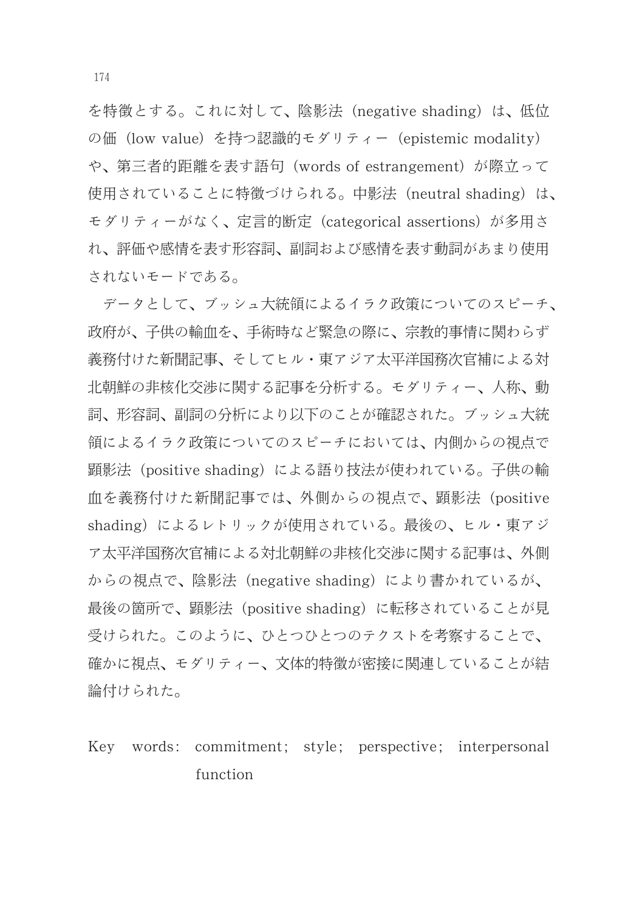を特徴とする。これに対して、陰影法（negative shading）は、低位の価（low value）を持つ認識的モダリティー（epistemic modality）や、第三者的距離を表す語句（words of estrangement）が際立って使用されていることに特徴づけられる。中影法（neutral shading）は、モダリティーがなく、定言的断定（categorical assertions）が多用され、評価や感情を表す形容詞、副詞および感情を表す動詞があまり使用されないモードである。

データとして、ブッシュ大統領によるイラク政策についてのスピーチ、政府が、子供の輸血を、手術時など緊急の際に、宗教的事情に関わらず義務付けた新聞記事、そしてヒル・東アジア太平洋国務次官補による対北朝鮮の非核化交渉に関する記事を分析する。モダリティー、人称、動詞、形容詞、副詞の分析により以下のことが確認された。ブッシュ大統領によるイラク政策についてのスピーチにおいては、内側からの視点で顕影法（positive shading）による語り技法が使われている。子供の輸血を義務付けた新聞記事では、外側からの視点で、顕影法（positive shading）によるレトリックが使用されている。最後の、ヒル・東アジア太平洋国務次官補による対北朝鮮の非核化交渉に関する記事は、外側からの視点で、陰影法（negative shading）により書かれているが、最後の箇所で、顕影法（positive shading）に転移されていることが見受けられた。このように、ひとつひとつのテクストを考察することで、確かに視点、モダリティー、文体的特徴が密接に関連していることが結論付けられた。

Key words: commitment; style; perspective; interpersonal function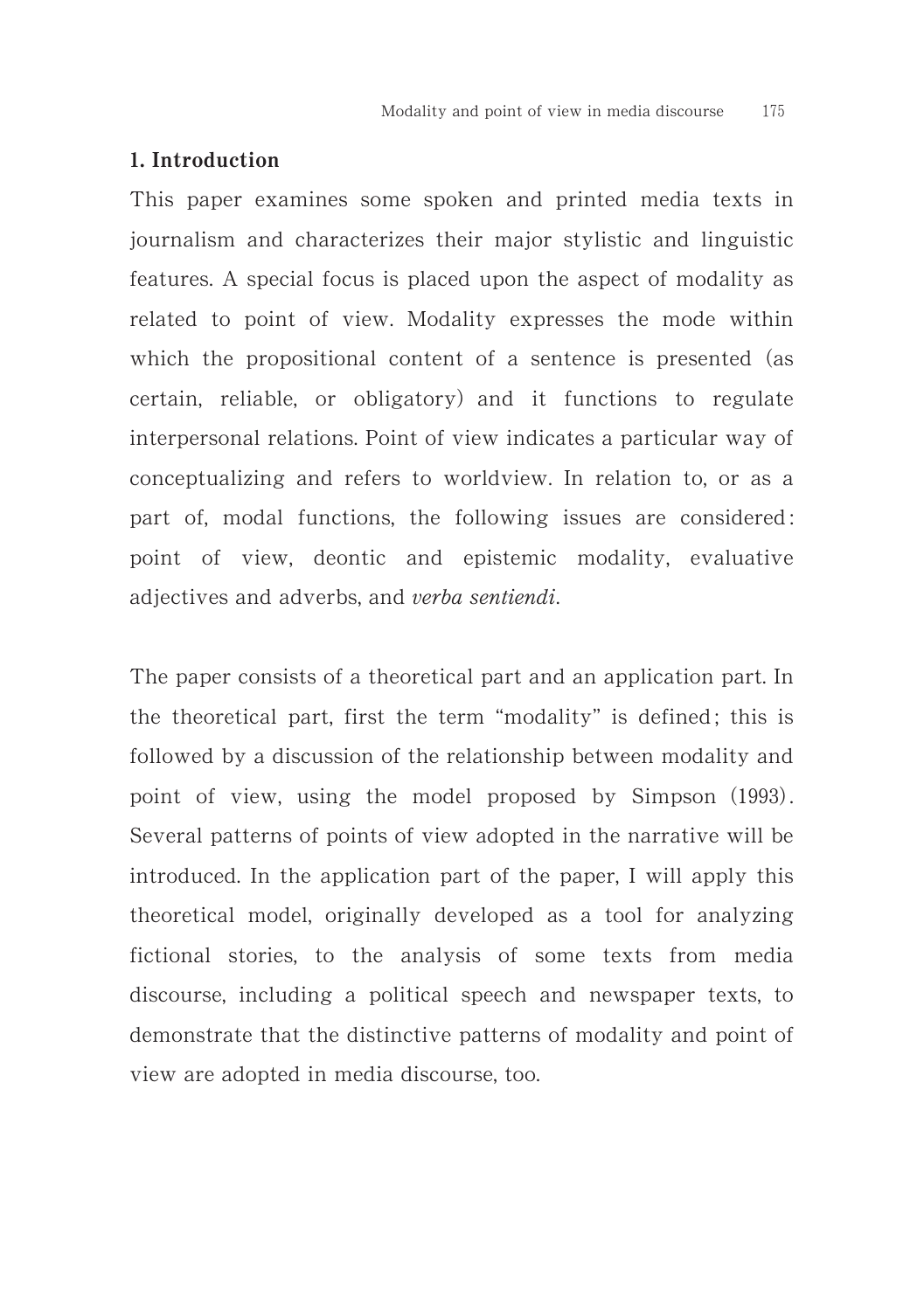## 1. Introduction

This paper examines some spoken and printed media texts in journalism and characterizes their major stylistic and linguistic features. A special focus is placed upon the aspect of modality as related to point of view. Modality expresses the mode within which the propositional content of a sentence is presented (as certain, reliable, or obligatory) and it functions to regulate interpersonal relations. Point of view indicates a particular way of conceptualizing and refers to worldview. In relation to, or as a part of, modal functions, the following issues are considered: point of view, deontic and epistemic modality, evaluative adjectives and adverbs, and *verba sentiendi*.

The paper consists of a theoretical part and an application part. In the theoretical part, first the term "modality" is defined; this is followed by a discussion of the relationship between modality and point of view, using the model proposed by Simpson (1993). Several patterns of points of view adopted in the narrative will be introduced. In the application part of the paper, I will apply this theoretical model, originally developed as a tool for analyzing fictional stories, to the analysis of some texts from media discourse, including a political speech and newspaper texts, to demonstrate that the distinctive patterns of modality and point of view are adopted in media discourse, too.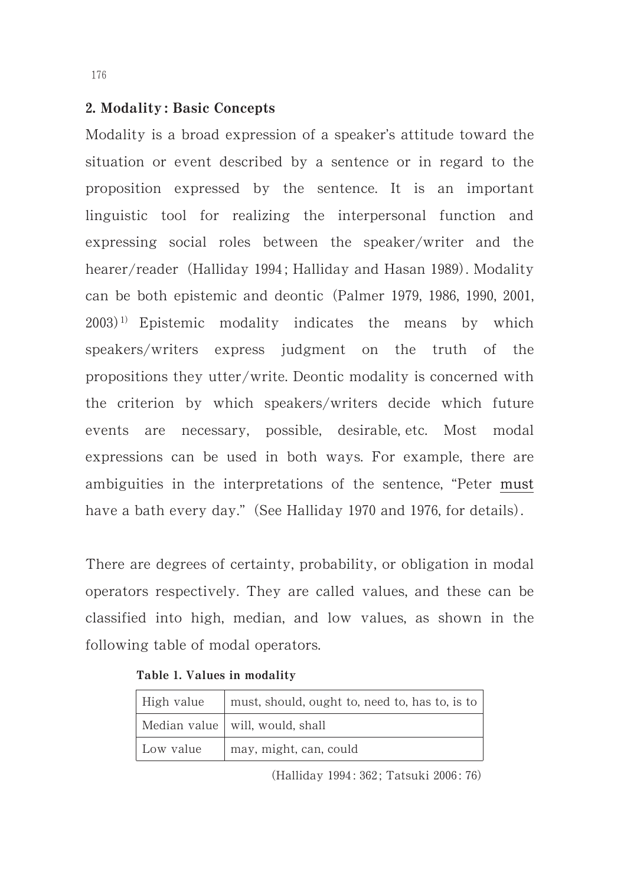## 2. Modality: Basic Concepts

Modality is a broad expression of a speaker's attitude toward the situation or event described by a sentence or in regard to the proposition expressed by the sentence. It is an important linguistic tool for realizing the interpersonal function and expressing social roles between the speaker/writer and the hearer/reader (Halliday 1994; Halliday and Hasan 1989). Modality can be both epistemic and deontic (Palmer 1979, 1986, 1990, 2001, 2003)[1] Epistemic modality indicates the means by which speakers/writers express judgment on the truth of the propositions they utter/write. Deontic modality is concerned with the criterion by which speakers/writers decide which future events are necessary, possible, desirable, etc. Most modal expressions can be used in both ways. For example, there are ambiguities in the interpretations of the sentence, "Peter must have a bath every day." (See Halliday 1970 and 1976, for details).

There are degrees of certainty, probability, or obligation in modal operators respectively. They are called values, and these can be classified into high, median, and low values, as shown in the following table of modal operators.

**Table 1. Values in modality**

| High value | must, should, ought to, need to, has to, is to |
|---|---|
| Median value | will, would, shall |
| Low value | may, might, can, could |

(Halliday 1994: 362; Tatsuki 2006: 76)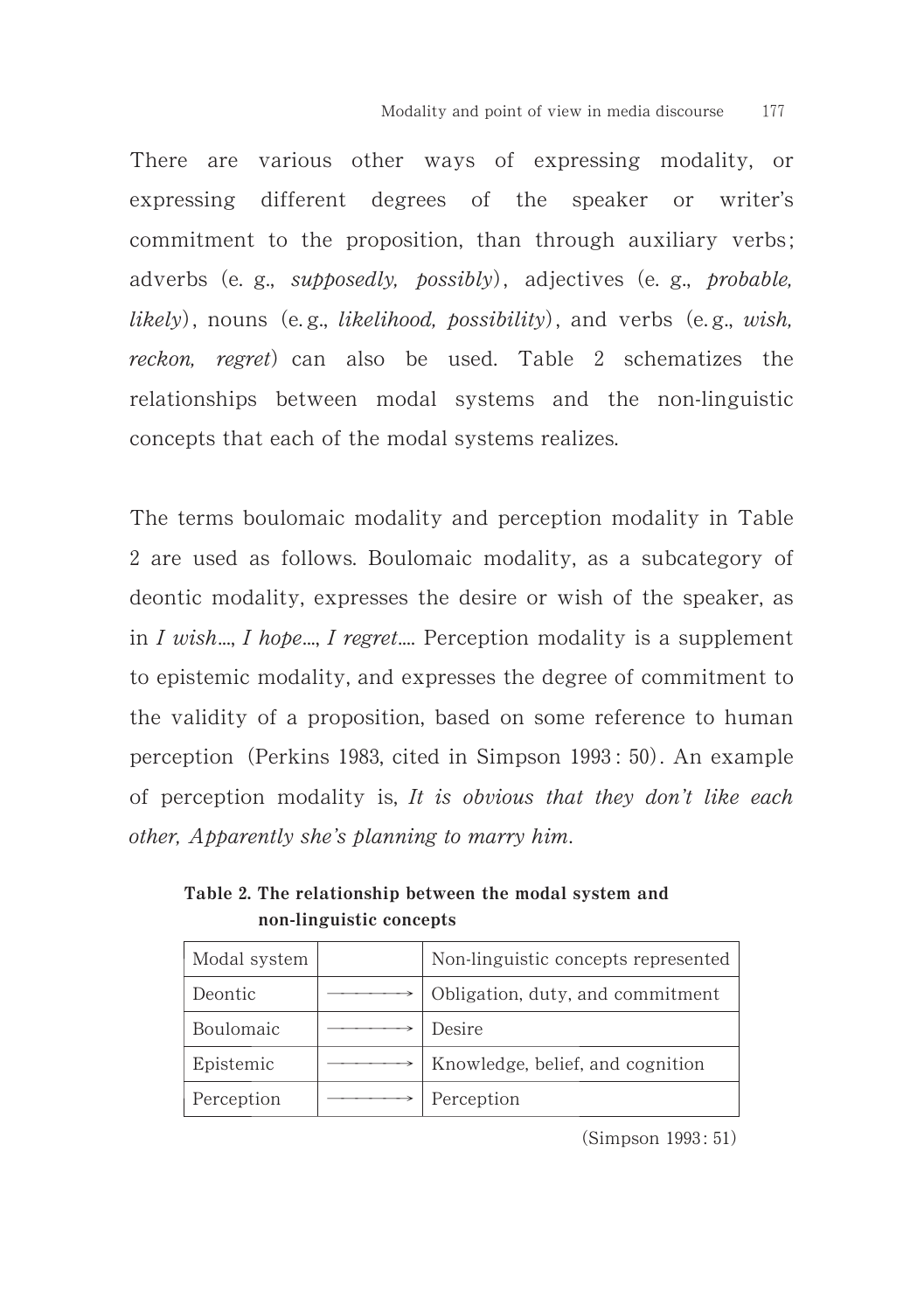There are various other ways of expressing modality, or expressing different degrees of the speaker or writer's commitment to the proposition, than through auxiliary verbs; adverbs (e. g., *supposedly, possibly*), adjectives (e. g., *probable, likely*), nouns (e. g., *likelihood, possibility*), and verbs (e. g., *wish, reckon, regret*) can also be used. Table 2 schematizes the relationships between modal systems and the non-linguistic concepts that each of the modal systems realizes.

The terms boulomaic modality and perception modality in Table 2 are used as follows. Boulomaic modality, as a subcategory of deontic modality, expresses the desire or wish of the speaker, as in *I wish...*, *I hope...*, *I regret....* Perception modality is a supplement to epistemic modality, and expresses the degree of commitment to the validity of a proposition, based on some reference to human perception (Perkins 1983, cited in Simpson 1993: 50). An example of perception modality is, *It is obvious that they don't like each other, Apparently she's planning to marry him.*

**Table 2. The relationship between the modal system and non-linguistic concepts**

| Modal system | | Non-linguistic concepts represented |
|---|---|---|
| Deontic | ⟶ | Obligation, duty, and commitment |
| Boulomaic | ⟶ | Desire |
| Epistemic | ⟶ | Knowledge, belief, and cognition |
| Perception | ⟶ | Perception |

(Simpson 1993: 51)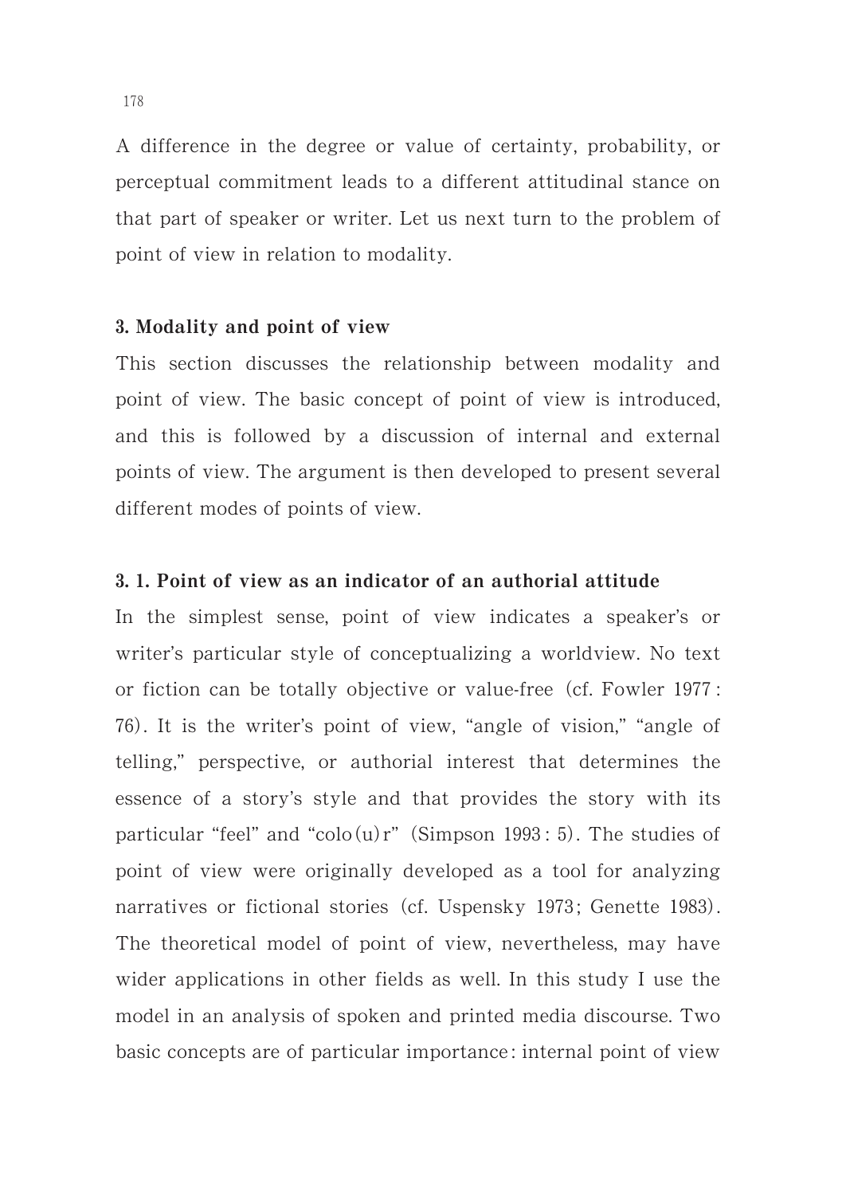A difference in the degree or value of certainty, probability, or perceptual commitment leads to a different attitudinal stance on that part of speaker or writer. Let us next turn to the problem of point of view in relation to modality.

## 3. Modality and point of view

This section discusses the relationship between modality and point of view. The basic concept of point of view is introduced, and this is followed by a discussion of internal and external points of view. The argument is then developed to present several different modes of points of view.

### 3. 1. Point of view as an indicator of an authorial attitude

In the simplest sense, point of view indicates a speaker's or writer's particular style of conceptualizing a worldview. No text or fiction can be totally objective or value-free (cf. Fowler 1977 : 76). It is the writer's point of view, "angle of vision," "angle of telling," perspective, or authorial interest that determines the essence of a story's style and that provides the story with its particular "feel" and "colo(u)r" (Simpson 1993 : 5). The studies of point of view were originally developed as a tool for analyzing narratives or fictional stories (cf. Uspensky 1973; Genette 1983). The theoretical model of point of view, nevertheless, may have wider applications in other fields as well. In this study I use the model in an analysis of spoken and printed media discourse. Two basic concepts are of particular importance: internal point of view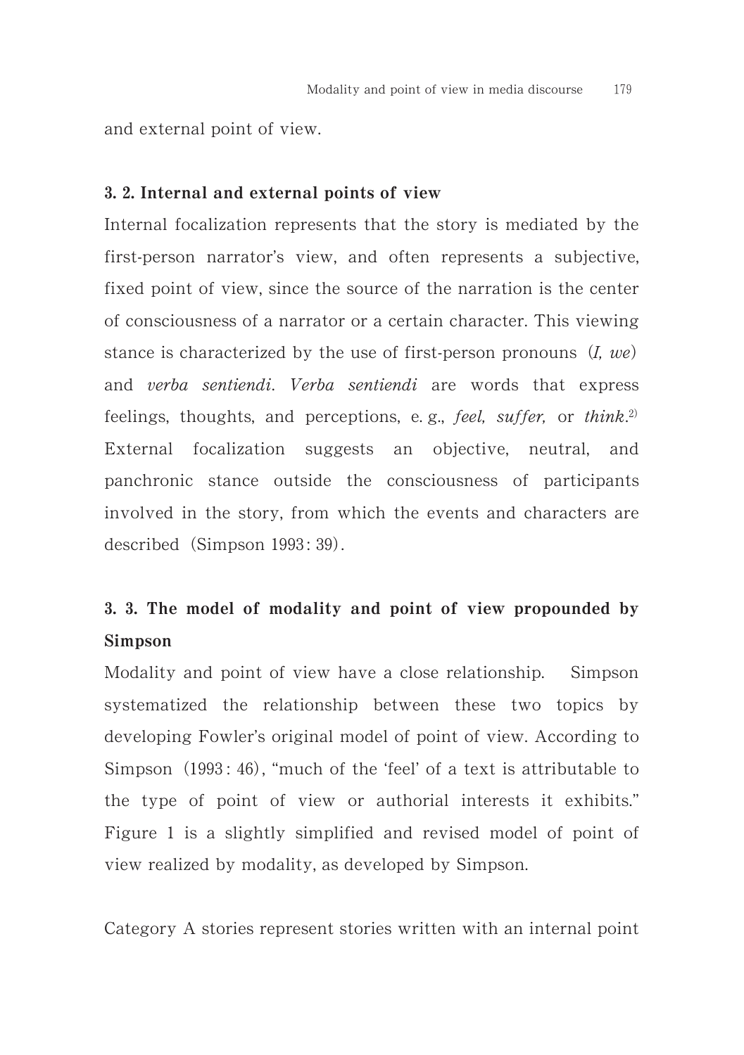and external point of view.

### 3. 2. Internal and external points of view

Internal focalization represents that the story is mediated by the first-person narrator's view, and often represents a subjective, fixed point of view, since the source of the narration is the center of consciousness of a narrator or a certain character. This viewing stance is characterized by the use of first-person pronouns (*I, we*) and *verba sentiendi*. *Verba sentiendi* are words that express feelings, thoughts, and perceptions, e. g., *feel, suffer,* or *think*.[2] External focalization suggests an objective, neutral, and panchronic stance outside the consciousness of participants involved in the story, from which the events and characters are described (Simpson 1993: 39).

### 3. 3. The model of modality and point of view propounded by Simpson

Modality and point of view have a close relationship. Simpson systematized the relationship between these two topics by developing Fowler's original model of point of view. According to Simpson (1993: 46), "much of the 'feel' of a text is attributable to the type of point of view or authorial interests it exhibits." Figure 1 is a slightly simplified and revised model of point of view realized by modality, as developed by Simpson.

Category A stories represent stories written with an internal point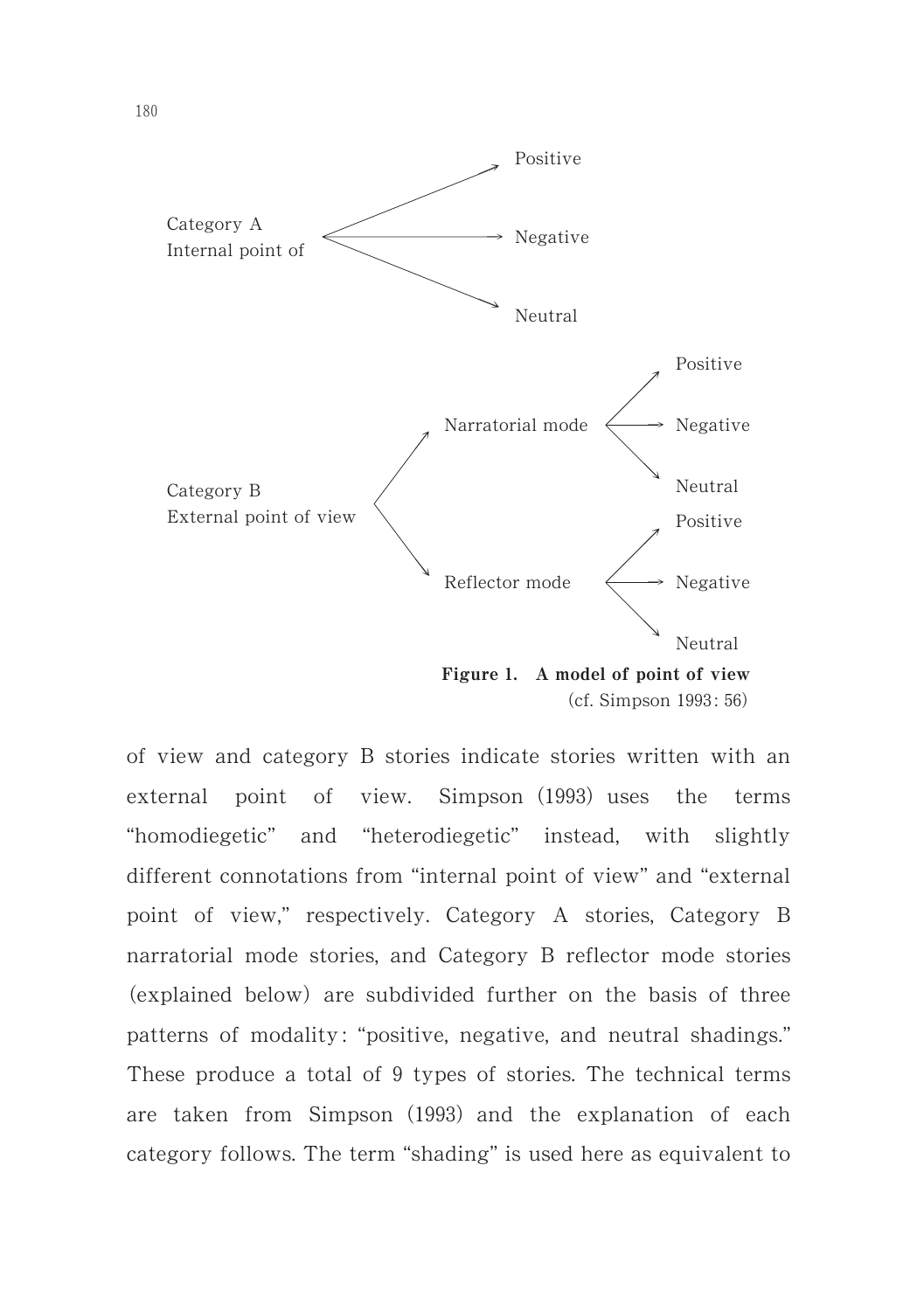Category A
Internal point of → Positive / Negative / Neutral

Category B
External point of view → Narratorial mode → Positive / Negative / Neutral
External point of view → Reflector mode → Positive / Negative / Neutral

**Figure 1. A model of point of view**
(cf. Simpson 1993: 56)

of view and category B stories indicate stories written with an external point of view. Simpson (1993) uses the terms "homodiegetic" and "heterodiegetic" instead, with slightly different connotations from "internal point of view" and "external point of view," respectively. Category A stories, Category B narratorial mode stories, and Category B reflector mode stories (explained below) are subdivided further on the basis of three patterns of modality: "positive, negative, and neutral shadings." These produce a total of 9 types of stories. The technical terms are taken from Simpson (1993) and the explanation of each category follows. The term "shading" is used here as equivalent to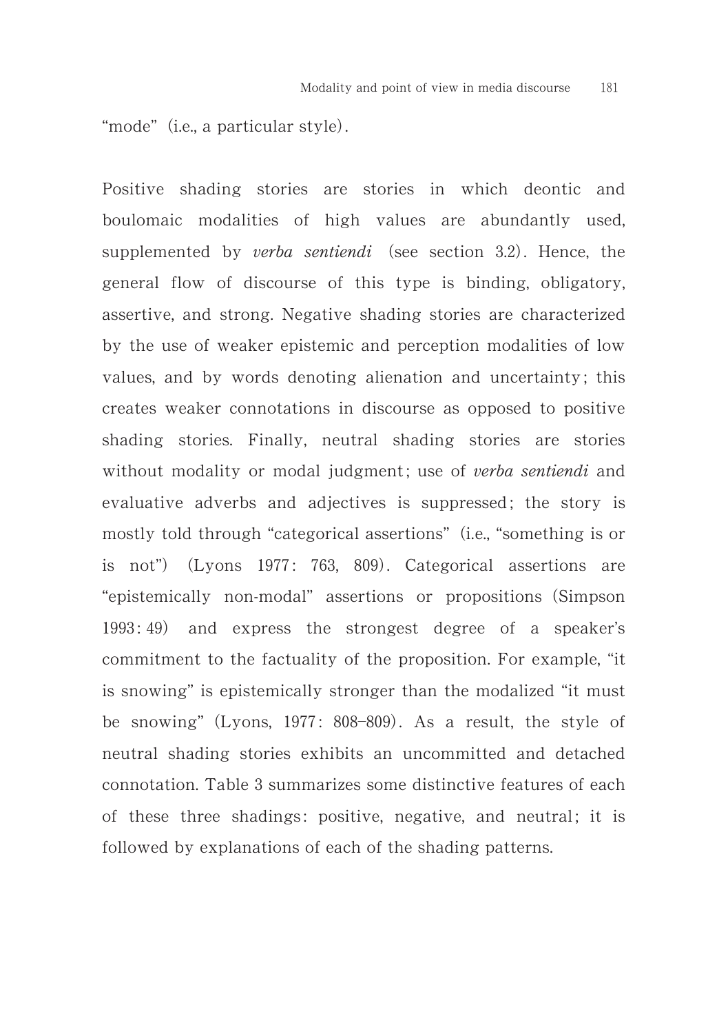"mode" (i.e., a particular style).

Positive shading stories are stories in which deontic and boulomaic modalities of high values are abundantly used, supplemented by *verba sentiendi* (see section 3.2). Hence, the general flow of discourse of this type is binding, obligatory, assertive, and strong. Negative shading stories are characterized by the use of weaker epistemic and perception modalities of low values, and by words denoting alienation and uncertainty; this creates weaker connotations in discourse as opposed to positive shading stories. Finally, neutral shading stories are stories without modality or modal judgment; use of *verba sentiendi* and evaluative adverbs and adjectives is suppressed; the story is mostly told through "categorical assertions" (i.e., "something is or is not") (Lyons 1977: 763, 809). Categorical assertions are "epistemically non-modal" assertions or propositions (Simpson 1993: 49) and express the strongest degree of a speaker's commitment to the factuality of the proposition. For example, "it is snowing" is epistemically stronger than the modalized "it must be snowing" (Lyons, 1977: 808–809). As a result, the style of neutral shading stories exhibits an uncommitted and detached connotation. Table 3 summarizes some distinctive features of each of these three shadings: positive, negative, and neutral; it is followed by explanations of each of the shading patterns.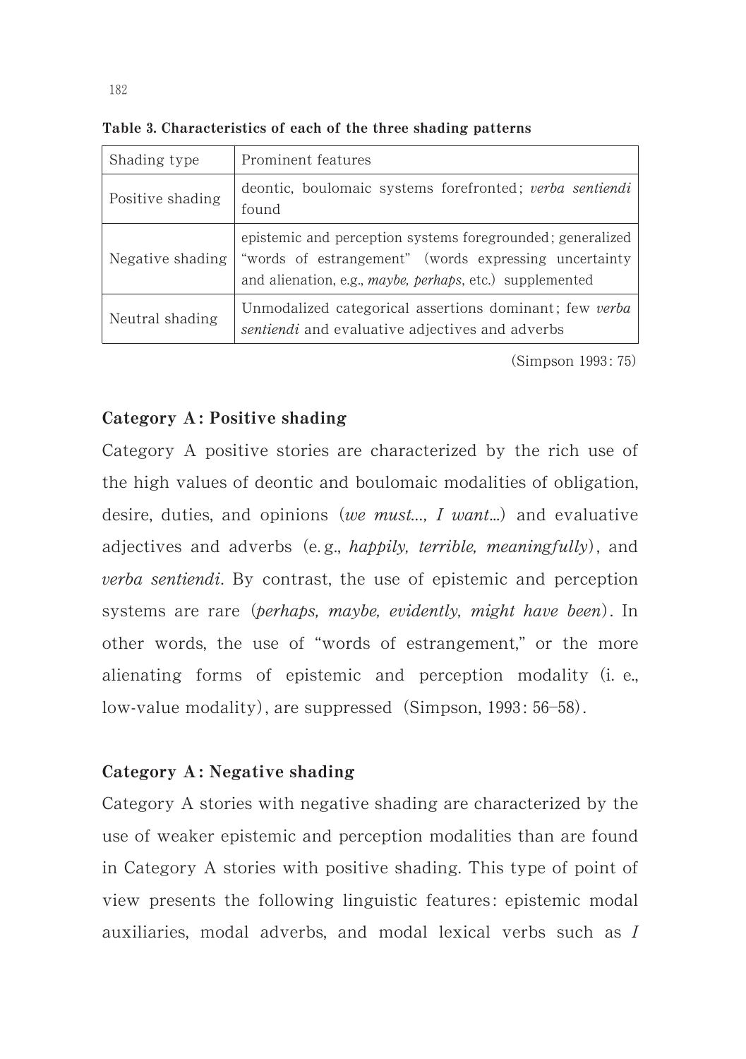**Table 3. Characteristics of each of the three shading patterns**

| Shading type | Prominent features |
|---|---|
| Positive shading | deontic, boulomaic systems forefronted; *verba sentiendi* found |
| Negative shading | epistemic and perception systems foregrounded; generalized "words of estrangement" (words expressing uncertainty and alienation, e.g., *maybe, perhaps*, etc.) supplemented |
| Neutral shading | Unmodalized categorical assertions dominant; few *verba sentiendi* and evaluative adjectives and adverbs |

(Simpson 1993: 75)

**Category A: Positive shading**

Category A positive stories are characterized by the rich use of the high values of deontic and boulomaic modalities of obligation, desire, duties, and opinions (*we must..., I want...*) and evaluative adjectives and adverbs (e.g., *happily, terrible, meaningfully*), and *verba sentiendi*. By contrast, the use of epistemic and perception systems are rare (*perhaps, maybe, evidently, might have been*). In other words, the use of "words of estrangement," or the more alienating forms of epistemic and perception modality (i.e., low-value modality), are suppressed (Simpson, 1993: 56–58).

**Category A: Negative shading**

Category A stories with negative shading are characterized by the use of weaker epistemic and perception modalities than are found in Category A stories with positive shading. This type of point of view presents the following linguistic features: epistemic modal auxiliaries, modal adverbs, and modal lexical verbs such as *I*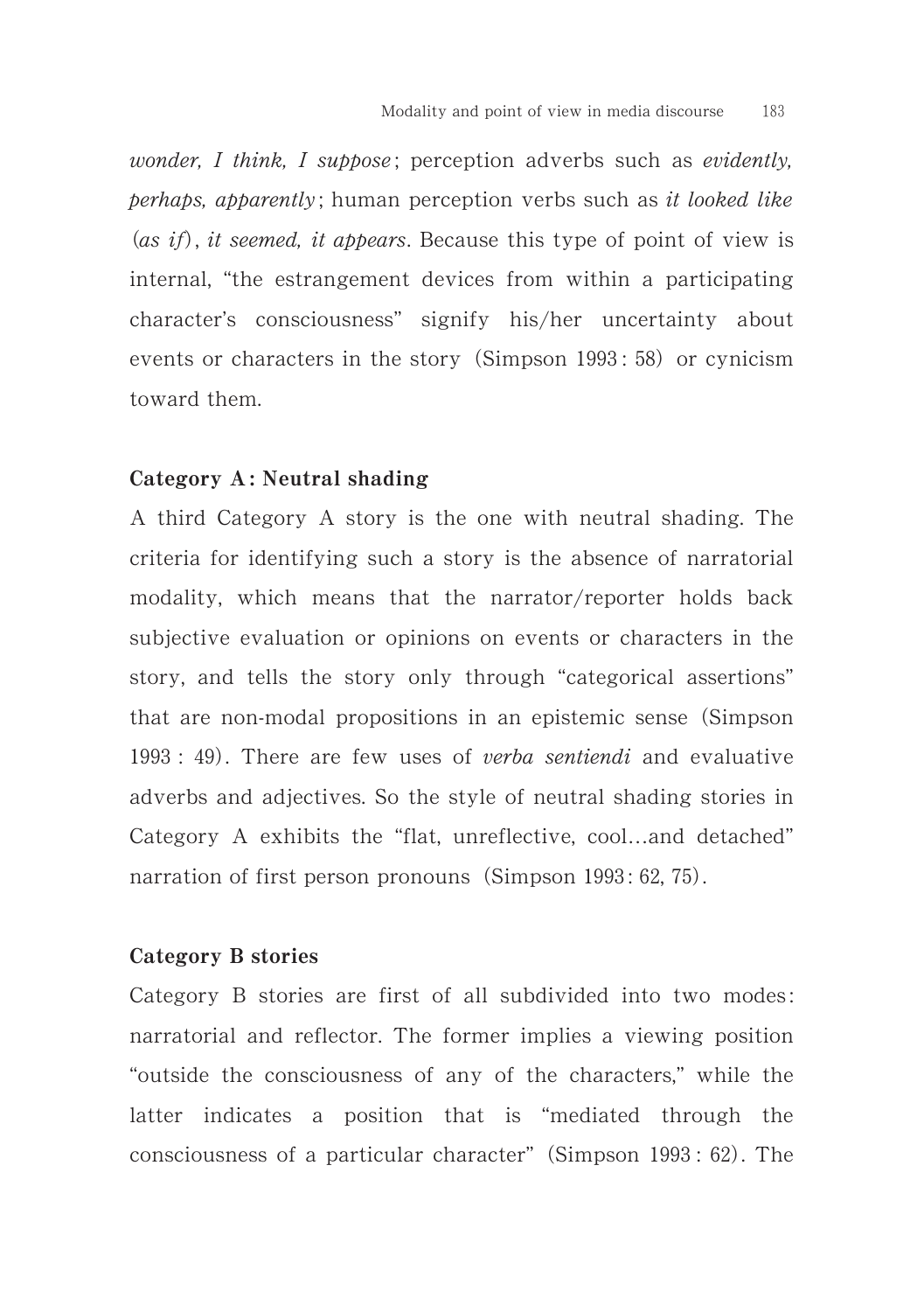*wonder, I think, I suppose*; perception adverbs such as *evidently, perhaps, apparently*; human perception verbs such as *it looked like* (*as if*), *it seemed, it appears*. Because this type of point of view is internal, "the estrangement devices from within a participating character's consciousness" signify his/her uncertainty about events or characters in the story (Simpson 1993: 58) or cynicism toward them.

**Category A: Neutral shading**

A third Category A story is the one with neutral shading. The criteria for identifying such a story is the absence of narratorial modality, which means that the narrator/reporter holds back subjective evaluation or opinions on events or characters in the story, and tells the story only through "categorical assertions" that are non-modal propositions in an epistemic sense (Simpson 1993: 49). There are few uses of *verba sentiendi* and evaluative adverbs and adjectives. So the style of neutral shading stories in Category A exhibits the "flat, unreflective, cool...and detached" narration of first person pronouns (Simpson 1993: 62, 75).

**Category B stories**

Category B stories are first of all subdivided into two modes: narratorial and reflector. The former implies a viewing position "outside the consciousness of any of the characters," while the latter indicates a position that is "mediated through the consciousness of a particular character" (Simpson 1993: 62). The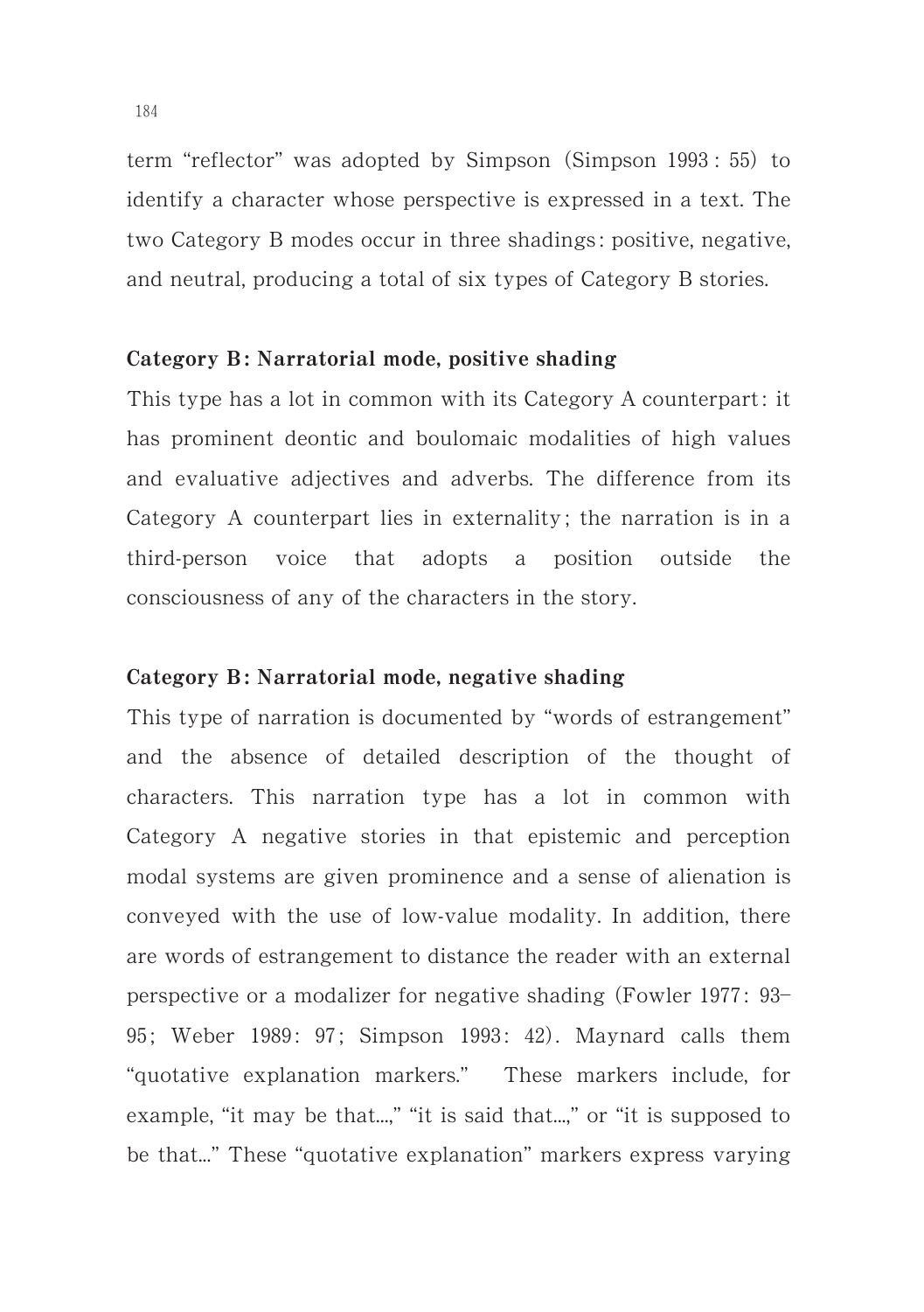term “reflector” was adopted by Simpson (Simpson 1993 : 55) to identify a character whose perspective is expressed in a text. The two Category B modes occur in three shadings : positive, negative, and neutral, producing a total of six types of Category B stories.

**Category B : Narratorial mode, positive shading**

This type has a lot in common with its Category A counterpart : it has prominent deontic and boulomaic modalities of high values and evaluative adjectives and adverbs. The difference from its Category A counterpart lies in externality ; the narration is in a third-person voice that adopts a position outside the consciousness of any of the characters in the story.

**Category B : Narratorial mode, negative shading**

This type of narration is documented by “words of estrangement” and the absence of detailed description of the thought of characters. This narration type has a lot in common with Category A negative stories in that epistemic and perception modal systems are given prominence and a sense of alienation is conveyed with the use of low-value modality. In addition, there are words of estrangement to distance the reader with an external perspective or a modalizer for negative shading (Fowler 1977 : 93–95 ; Weber 1989 : 97 ; Simpson 1993 : 42). Maynard calls them “quotative explanation markers.” These markers include, for example, “it may be that...,” “it is said that...,” or “it is supposed to be that...” These “quotative explanation” markers express varying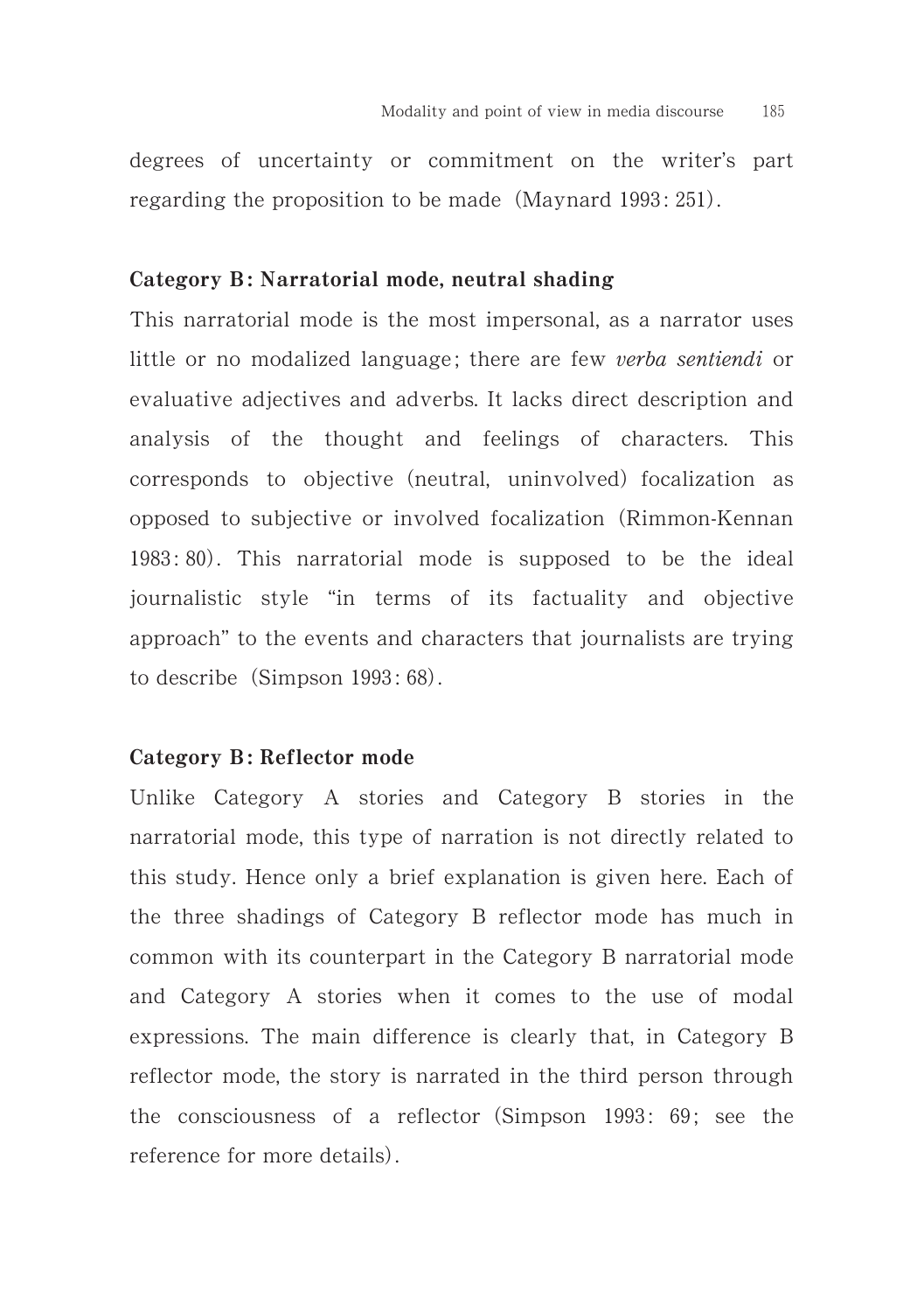degrees of uncertainty or commitment on the writer's part regarding the proposition to be made (Maynard 1993: 251).

### Category B: Narratorial mode, neutral shading

This narratorial mode is the most impersonal, as a narrator uses little or no modalized language; there are few *verba sentiendi* or evaluative adjectives and adverbs. It lacks direct description and analysis of the thought and feelings of characters. This corresponds to objective (neutral, uninvolved) focalization as opposed to subjective or involved focalization (Rimmon-Kennan 1983: 80). This narratorial mode is supposed to be the ideal journalistic style "in terms of its factuality and objective approach" to the events and characters that journalists are trying to describe (Simpson 1993: 68).

### Category B: Reflector mode

Unlike Category A stories and Category B stories in the narratorial mode, this type of narration is not directly related to this study. Hence only a brief explanation is given here. Each of the three shadings of Category B reflector mode has much in common with its counterpart in the Category B narratorial mode and Category A stories when it comes to the use of modal expressions. The main difference is clearly that, in Category B reflector mode, the story is narrated in the third person through the consciousness of a reflector (Simpson 1993: 69; see the reference for more details).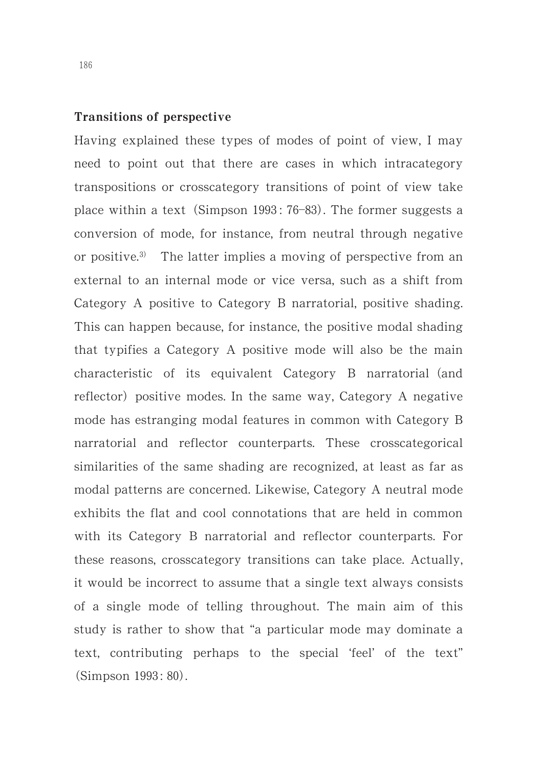### Transitions of perspective

Having explained these types of modes of point of view, I may need to point out that there are cases in which intracategory transpositions or crosscategory transitions of point of view take place within a text (Simpson 1993: 76–83). The former suggests a conversion of mode, for instance, from neutral through negative or positive.[3) ] The latter implies a moving of perspective from an external to an internal mode or vice versa, such as a shift from Category A positive to Category B narratorial, positive shading. This can happen because, for instance, the positive modal shading that typifies a Category A positive mode will also be the main characteristic of its equivalent Category B narratorial (and reflector) positive modes. In the same way, Category A negative mode has estranging modal features in common with Category B narratorial and reflector counterparts. These crosscategorical similarities of the same shading are recognized, at least as far as modal patterns are concerned. Likewise, Category A neutral mode exhibits the flat and cool connotations that are held in common with its Category B narratorial and reflector counterparts. For these reasons, crosscategory transitions can take place. Actually, it would be incorrect to assume that a single text always consists of a single mode of telling throughout. The main aim of this study is rather to show that "a particular mode may dominate a text, contributing perhaps to the special 'feel' of the text" (Simpson 1993: 80).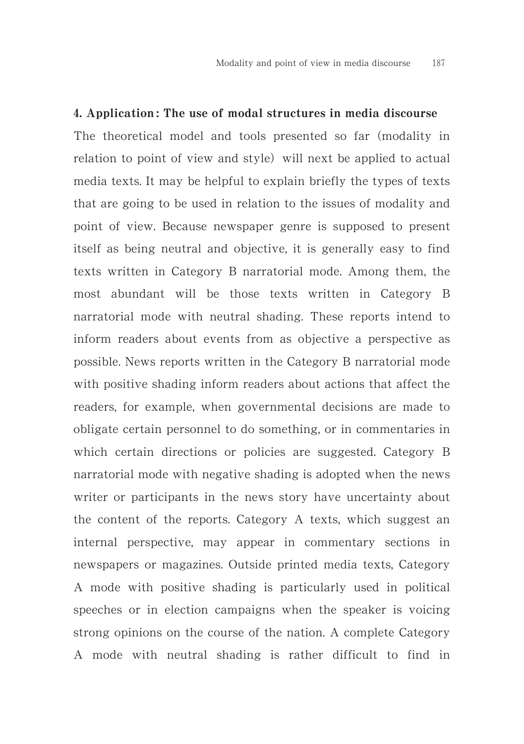## 4. Application: The use of modal structures in media discourse

The theoretical model and tools presented so far (modality in relation to point of view and style) will next be applied to actual media texts. It may be helpful to explain briefly the types of texts that are going to be used in relation to the issues of modality and point of view. Because newspaper genre is supposed to present itself as being neutral and objective, it is generally easy to find texts written in Category B narratorial mode. Among them, the most abundant will be those texts written in Category B narratorial mode with neutral shading. These reports intend to inform readers about events from as objective a perspective as possible. News reports written in the Category B narratorial mode with positive shading inform readers about actions that affect the readers, for example, when governmental decisions are made to obligate certain personnel to do something, or in commentaries in which certain directions or policies are suggested. Category B narratorial mode with negative shading is adopted when the news writer or participants in the news story have uncertainty about the content of the reports. Category A texts, which suggest an internal perspective, may appear in commentary sections in newspapers or magazines. Outside printed media texts, Category A mode with positive shading is particularly used in political speeches or in election campaigns when the speaker is voicing strong opinions on the course of the nation. A complete Category A mode with neutral shading is rather difficult to find in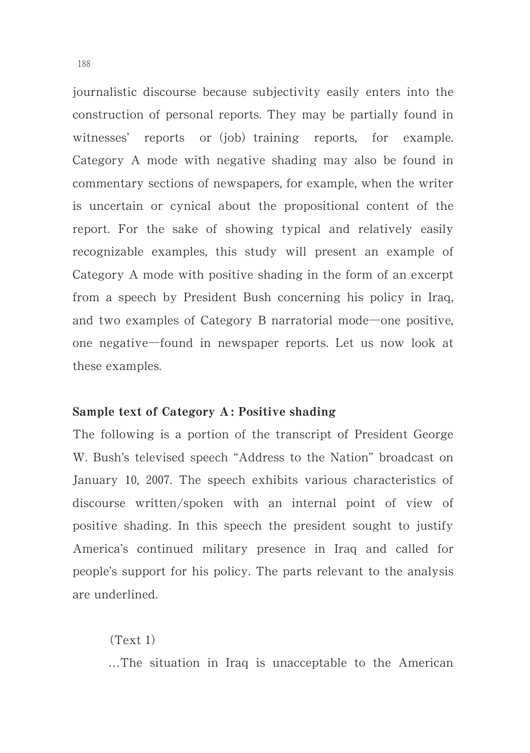journalistic discourse because subjectivity easily enters into the construction of personal reports. They may be partially found in witnesses' reports or (job) training reports, for example. Category A mode with negative shading may also be found in commentary sections of newspapers, for example, when the writer is uncertain or cynical about the propositional content of the report. For the sake of showing typical and relatively easily recognizable examples, this study will present an example of Category A mode with positive shading in the form of an excerpt from a speech by President Bush concerning his policy in Iraq, and two examples of Category B narratorial mode—one positive, one negative—found in newspaper reports. Let us now look at these examples.

**Sample text of Category A: Positive shading**

The following is a portion of the transcript of President George W. Bush's televised speech "Address to the Nation" broadcast on January 10, 2007. The speech exhibits various characteristics of discourse written/spoken with an internal point of view of positive shading. In this speech the president sought to justify America's continued military presence in Iraq and called for people's support for his policy. The parts relevant to the analysis are underlined.

(Text 1)

…The situation in Iraq is unacceptable to the American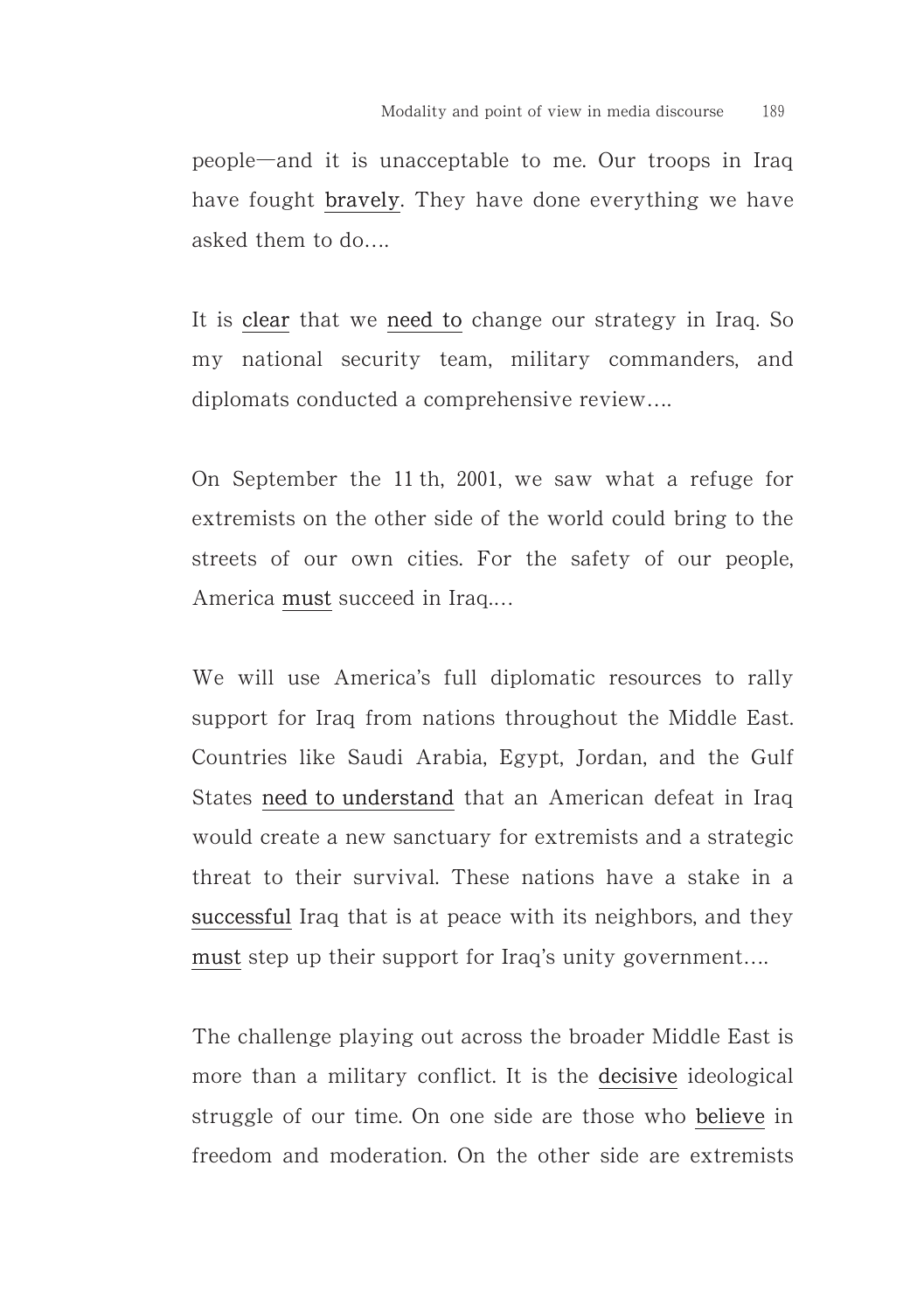people—and it is unacceptable to me. Our troops in Iraq have fought <u>bravely</u>. They have done everything we have asked them to do….

It is <u>clear</u> that we <u>need to</u> change our strategy in Iraq. So my national security team, military commanders, and diplomats conducted a comprehensive review….

On September the 11 th, 2001, we saw what a refuge for extremists on the other side of the world could bring to the streets of our own cities. For the safety of our people, America <u>must</u> succeed in Iraq.…

We will use America's full diplomatic resources to rally support for Iraq from nations throughout the Middle East. Countries like Saudi Arabia, Egypt, Jordan, and the Gulf States <u>need to understand</u> that an American defeat in Iraq would create a new sanctuary for extremists and a strategic threat to their survival. These nations have a stake in a <u>successful</u> Iraq that is at peace with its neighbors, and they <u>must</u> step up their support for Iraq's unity government….

The challenge playing out across the broader Middle East is more than a military conflict. It is the <u>decisive</u> ideological struggle of our time. On one side are those who <u>believe</u> in freedom and moderation. On the other side are extremists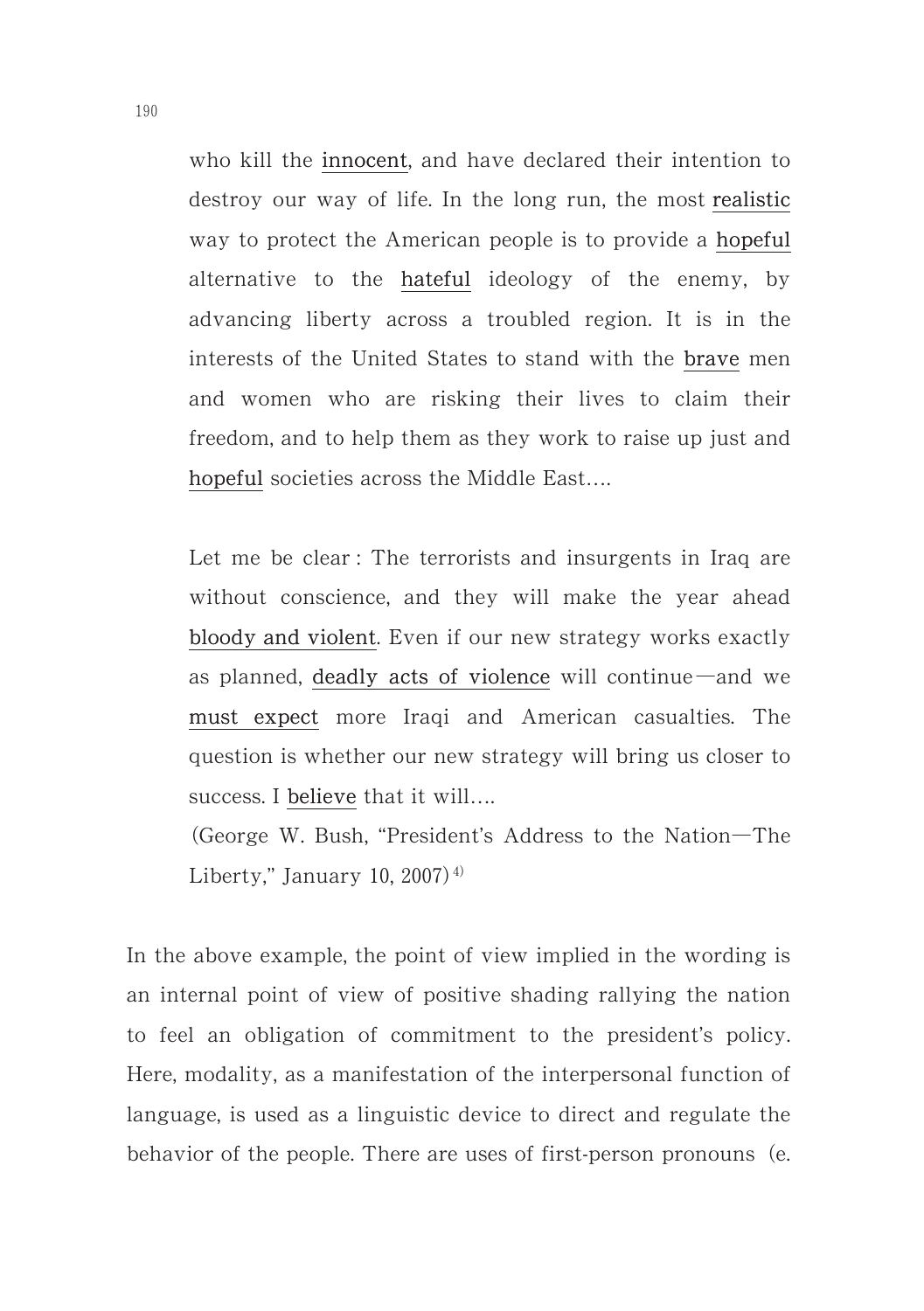> who kill the innocent, and have declared their intention to destroy our way of life. In the long run, the most realistic way to protect the American people is to provide a hopeful alternative to the hateful ideology of the enemy, by advancing liberty across a troubled region. It is in the interests of the United States to stand with the brave men and women who are risking their lives to claim their freedom, and to help them as they work to raise up just and hopeful societies across the Middle East….
>
> Let me be clear : The terrorists and insurgents in Iraq are without conscience, and they will make the year ahead bloody and violent. Even if our new strategy works exactly as planned, deadly acts of violence will continue—and we must expect more Iraqi and American casualties. The question is whether our new strategy will bring us closer to success. I believe that it will….
>
> (George W. Bush, "President's Address to the Nation—The Liberty," January 10, 2007)[4]

In the above example, the point of view implied in the wording is an internal point of view of positive shading rallying the nation to feel an obligation of commitment to the president's policy. Here, modality, as a manifestation of the interpersonal function of language, is used as a linguistic device to direct and regulate the behavior of the people. There are uses of first-person pronouns (e.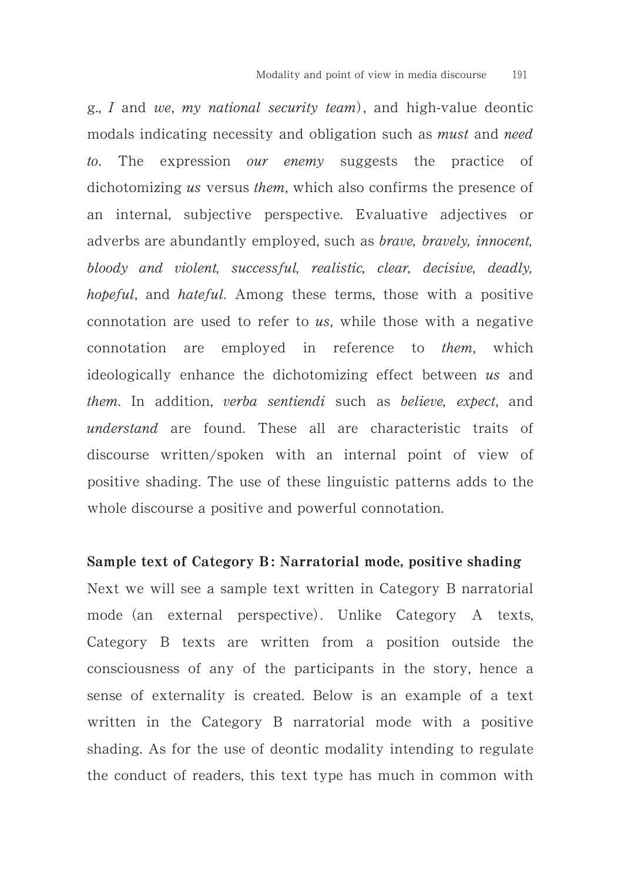g., *I* and *we*, *my national security team*), and high-value deontic modals indicating necessity and obligation such as *must* and *need to*. The expression *our enemy* suggests the practice of dichotomizing *us* versus *them*, which also confirms the presence of an internal, subjective perspective. Evaluative adjectives or adverbs are abundantly employed, such as *brave, bravely, innocent, bloody and violent, successful, realistic, clear, decisive, deadly, hopeful*, and *hateful*. Among these terms, those with a positive connotation are used to refer to *us*, while those with a negative connotation are employed in reference to *them*, which ideologically enhance the dichotomizing effect between *us* and *them*. In addition, *verba sentiendi* such as *believe, expect*, and *understand* are found. These all are characteristic traits of discourse written/spoken with an internal point of view of positive shading. The use of these linguistic patterns adds to the whole discourse a positive and powerful connotation.

**Sample text of Category B: Narratorial mode, positive shading**

Next we will see a sample text written in Category B narratorial mode (an external perspective). Unlike Category A texts, Category B texts are written from a position outside the consciousness of any of the participants in the story, hence a sense of externality is created. Below is an example of a text written in the Category B narratorial mode with a positive shading. As for the use of deontic modality intending to regulate the conduct of readers, this text type has much in common with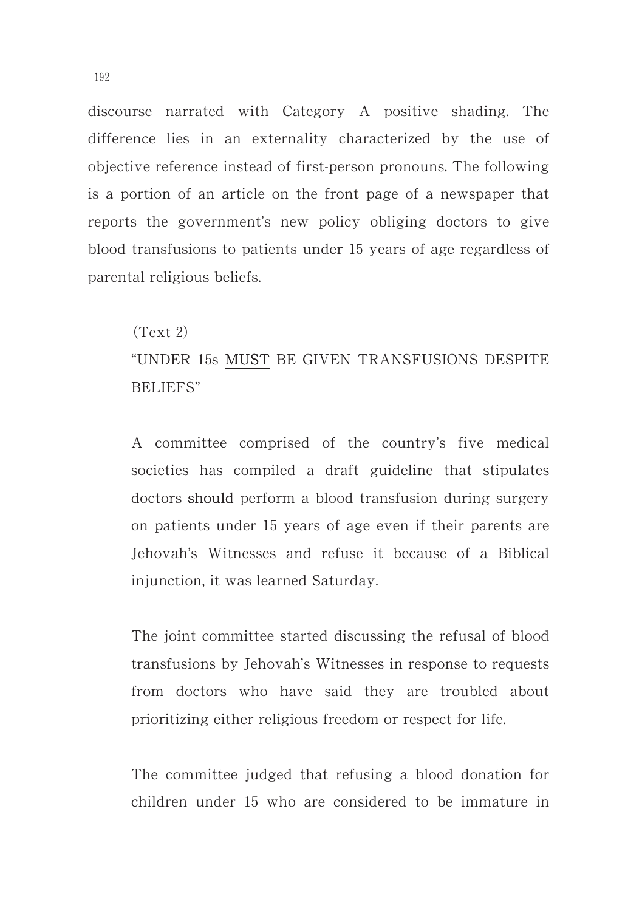discourse narrated with Category A positive shading. The difference lies in an externality characterized by the use of objective reference instead of first-person pronouns. The following is a portion of an article on the front page of a newspaper that reports the government's new policy obliging doctors to give blood transfusions to patients under 15 years of age regardless of parental religious beliefs.

> (Text 2)
>
> "UNDER 15s <u>MUST</u> BE GIVEN TRANSFUSIONS DESPITE BELIEFS"
>
> A committee comprised of the country's five medical societies has compiled a draft guideline that stipulates doctors <u>should</u> perform a blood transfusion during surgery on patients under 15 years of age even if their parents are Jehovah's Witnesses and refuse it because of a Biblical injunction, it was learned Saturday.
>
> The joint committee started discussing the refusal of blood transfusions by Jehovah's Witnesses in response to requests from doctors who have said they are troubled about prioritizing either religious freedom or respect for life.
>
> The committee judged that refusing a blood donation for children under 15 who are considered to be immature in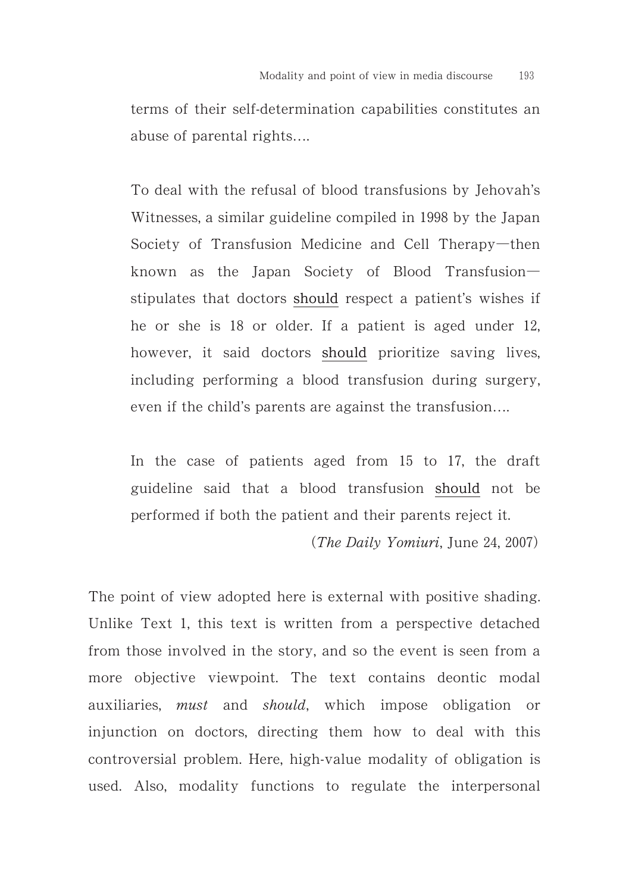terms of their self-determination capabilities constitutes an abuse of parental rights....

> To deal with the refusal of blood transfusions by Jehovah's Witnesses, a similar guideline compiled in 1998 by the Japan Society of Transfusion Medicine and Cell Therapy—then known as the Japan Society of Blood Transfusion—stipulates that doctors <u>should</u> respect a patient's wishes if he or she is 18 or older. If a patient is aged under 12, however, it said doctors <u>should</u> prioritize saving lives, including performing a blood transfusion during surgery, even if the child's parents are against the transfusion....
>
> In the case of patients aged from 15 to 17, the draft guideline said that a blood transfusion <u>should</u> not be performed if both the patient and their parents reject it.
>
> (*The Daily Yomiuri*, June 24, 2007)

The point of view adopted here is external with positive shading. Unlike Text 1, this text is written from a perspective detached from those involved in the story, and so the event is seen from a more objective viewpoint. The text contains deontic modal auxiliaries, *must* and *should*, which impose obligation or injunction on doctors, directing them how to deal with this controversial problem. Here, high-value modality of obligation is used. Also, modality functions to regulate the interpersonal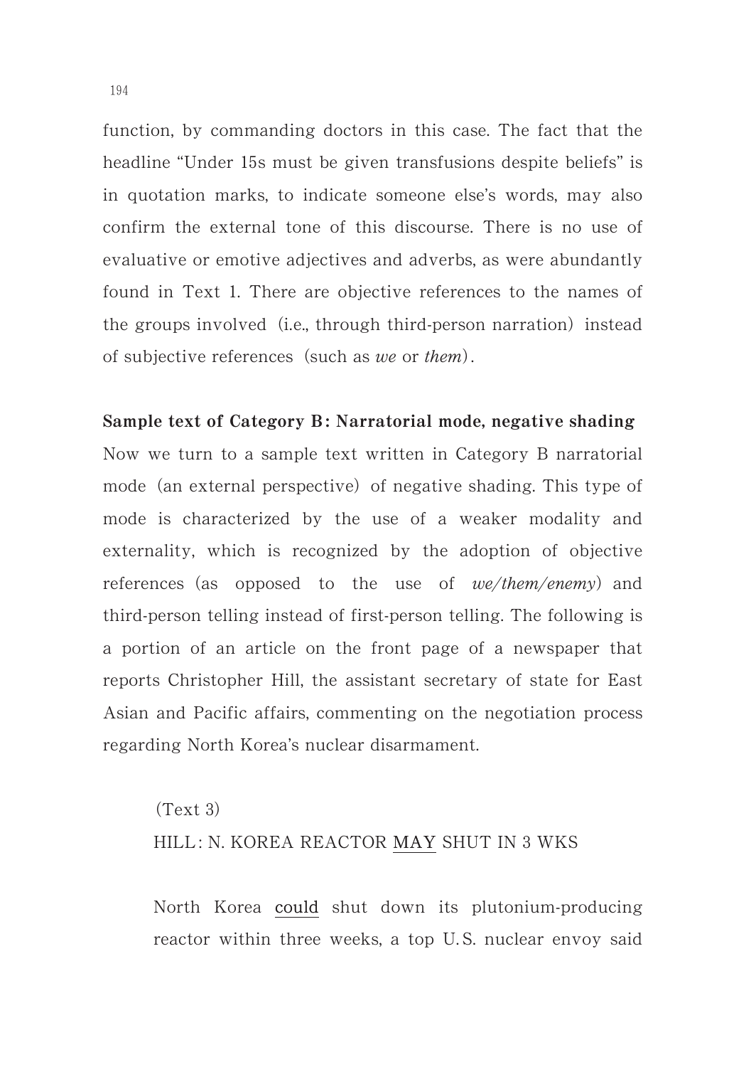function, by commanding doctors in this case. The fact that the headline "Under 15s must be given transfusions despite beliefs" is in quotation marks, to indicate someone else's words, may also confirm the external tone of this discourse. There is no use of evaluative or emotive adjectives and adverbs, as were abundantly found in Text 1. There are objective references to the names of the groups involved (i.e., through third-person narration) instead of subjective references (such as *we* or *them*).

**Sample text of Category B: Narratorial mode, negative shading**

Now we turn to a sample text written in Category B narratorial mode (an external perspective) of negative shading. This type of mode is characterized by the use of a weaker modality and externality, which is recognized by the adoption of objective references (as opposed to the use of *we/them/enemy*) and third-person telling instead of first-person telling. The following is a portion of an article on the front page of a newspaper that reports Christopher Hill, the assistant secretary of state for East Asian and Pacific affairs, commenting on the negotiation process regarding North Korea's nuclear disarmament.

> (Text 3)
>
> HILL: N. KOREA REACTOR <u>MAY</u> SHUT IN 3 WKS
>
> North Korea <u>could</u> shut down its plutonium-producing reactor within three weeks, a top U.S. nuclear envoy said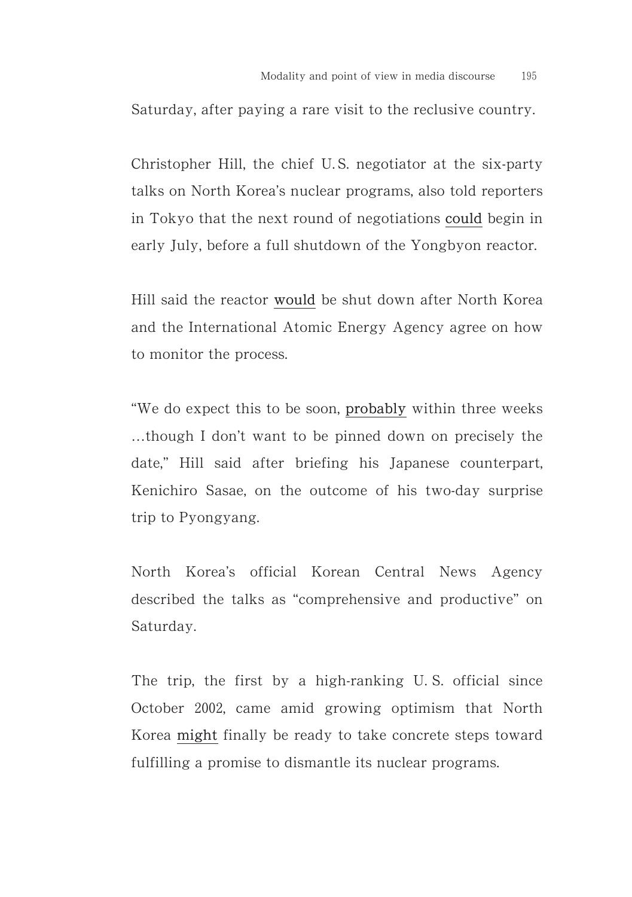Saturday, after paying a rare visit to the reclusive country.

Christopher Hill, the chief U.S. negotiator at the six-party talks on North Korea's nuclear programs, also told reporters in Tokyo that the next round of negotiations <u>could</u> begin in early July, before a full shutdown of the Yongbyon reactor.

Hill said the reactor <u>would</u> be shut down after North Korea and the International Atomic Energy Agency agree on how to monitor the process.

"We do expect this to be soon, <u>probably</u> within three weeks …though I don't want to be pinned down on precisely the date," Hill said after briefing his Japanese counterpart, Kenichiro Sasae, on the outcome of his two-day surprise trip to Pyongyang.

North Korea's official Korean Central News Agency described the talks as "comprehensive and productive" on Saturday.

The trip, the first by a high-ranking U. S. official since October 2002, came amid growing optimism that North Korea <u>might</u> finally be ready to take concrete steps toward fulfilling a promise to dismantle its nuclear programs.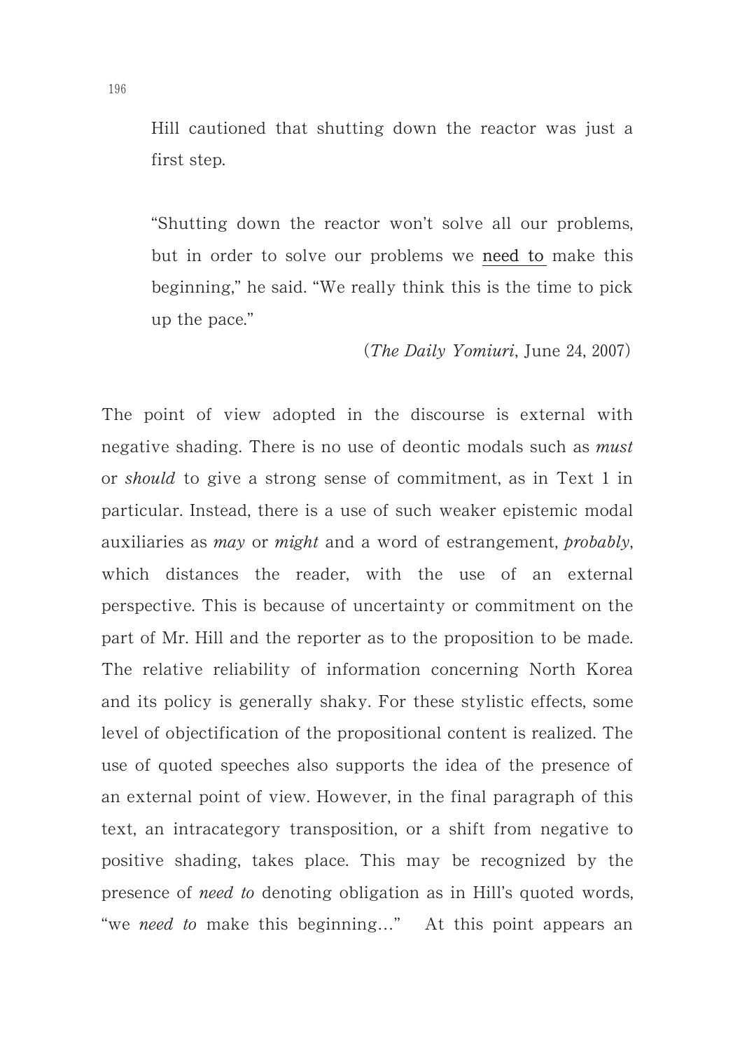Hill cautioned that shutting down the reactor was just a first step.

"Shutting down the reactor won't solve all our problems, but in order to solve our problems we need to make this beginning," he said. "We really think this is the time to pick up the pace."

(*The Daily Yomiuri*, June 24, 2007)

The point of view adopted in the discourse is external with negative shading. There is no use of deontic modals such as *must* or *should* to give a strong sense of commitment, as in Text 1 in particular. Instead, there is a use of such weaker epistemic modal auxiliaries as *may* or *might* and a word of estrangement, *probably*, which distances the reader, with the use of an external perspective. This is because of uncertainty or commitment on the part of Mr. Hill and the reporter as to the proposition to be made. The relative reliability of information concerning North Korea and its policy is generally shaky. For these stylistic effects, some level of objectification of the propositional content is realized. The use of quoted speeches also supports the idea of the presence of an external point of view. However, in the final paragraph of this text, an intracategory transposition, or a shift from negative to positive shading, takes place. This may be recognized by the presence of *need to* denoting obligation as in Hill's quoted words, "we *need to* make this beginning…" At this point appears an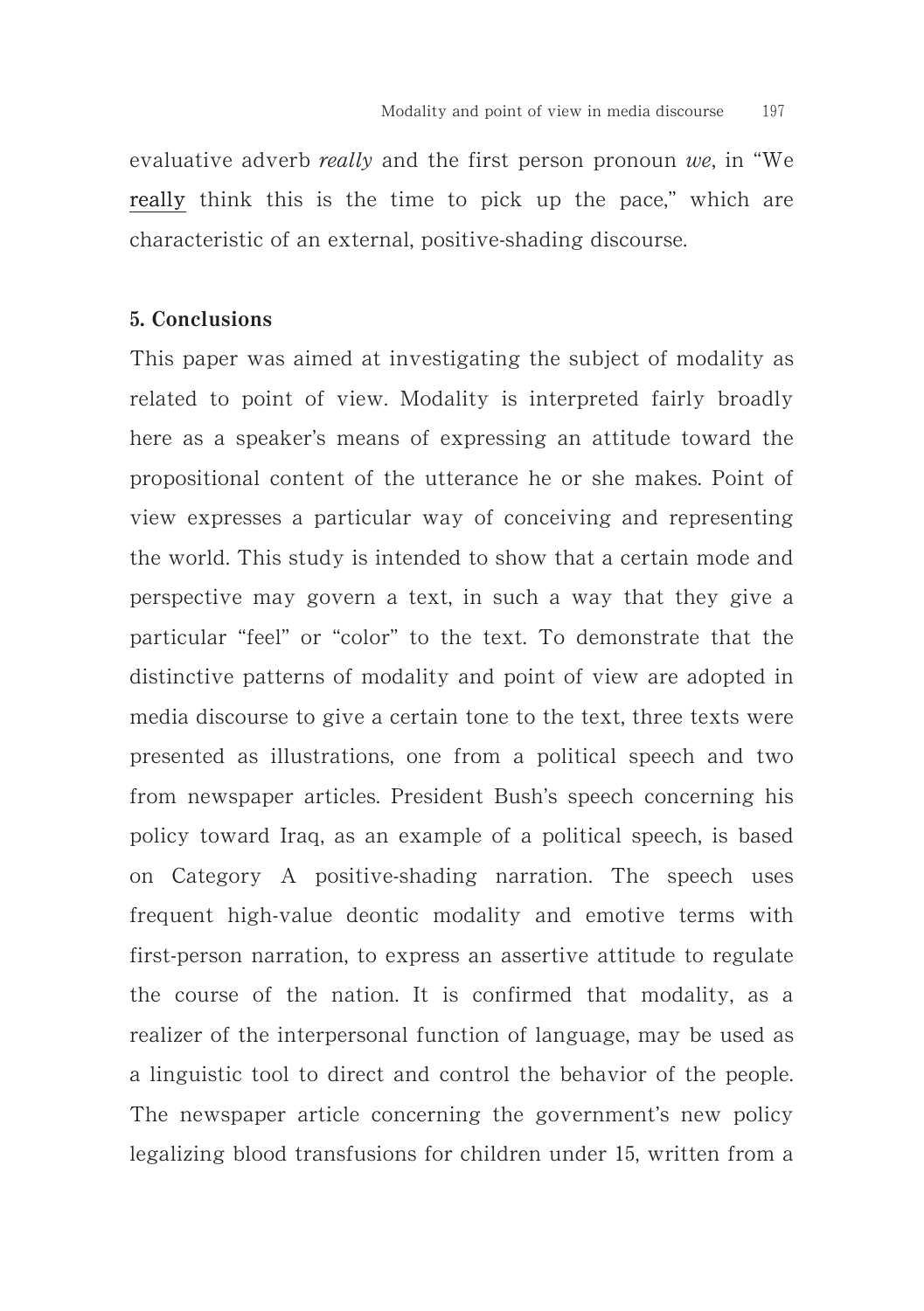evaluative adverb *really* and the first person pronoun *we*, in "We really think this is the time to pick up the pace," which are characteristic of an external, positive-shading discourse.

## 5. Conclusions

This paper was aimed at investigating the subject of modality as related to point of view. Modality is interpreted fairly broadly here as a speaker's means of expressing an attitude toward the propositional content of the utterance he or she makes. Point of view expresses a particular way of conceiving and representing the world. This study is intended to show that a certain mode and perspective may govern a text, in such a way that they give a particular "feel" or "color" to the text. To demonstrate that the distinctive patterns of modality and point of view are adopted in media discourse to give a certain tone to the text, three texts were presented as illustrations, one from a political speech and two from newspaper articles. President Bush's speech concerning his policy toward Iraq, as an example of a political speech, is based on Category A positive-shading narration. The speech uses frequent high-value deontic modality and emotive terms with first-person narration, to express an assertive attitude to regulate the course of the nation. It is confirmed that modality, as a realizer of the interpersonal function of language, may be used as a linguistic tool to direct and control the behavior of the people. The newspaper article concerning the government's new policy legalizing blood transfusions for children under 15, written from a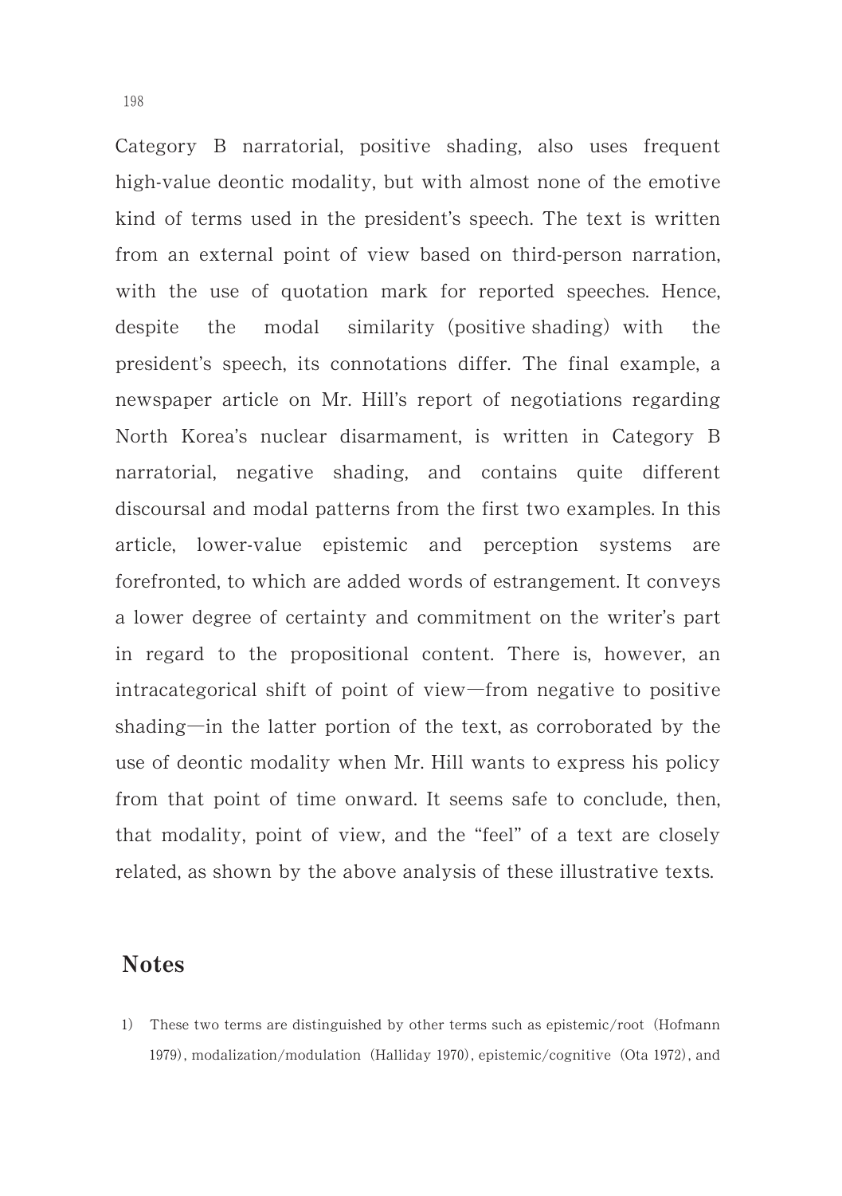Category B narratorial, positive shading, also uses frequent high-value deontic modality, but with almost none of the emotive kind of terms used in the president's speech. The text is written from an external point of view based on third-person narration, with the use of quotation mark for reported speeches. Hence, despite the modal similarity (positive shading) with the president's speech, its connotations differ. The final example, a newspaper article on Mr. Hill's report of negotiations regarding North Korea's nuclear disarmament, is written in Category B narratorial, negative shading, and contains quite different discoursal and modal patterns from the first two examples. In this article, lower-value epistemic and perception systems are forefronted, to which are added words of estrangement. It conveys a lower degree of certainty and commitment on the writer's part in regard to the propositional content. There is, however, an intracategorical shift of point of view—from negative to positive shading—in the latter portion of the text, as corroborated by the use of deontic modality when Mr. Hill wants to express his policy from that point of time onward. It seems safe to conclude, then, that modality, point of view, and the "feel" of a text are closely related, as shown by the above analysis of these illustrative texts.

## Notes

1) These two terms are distinguished by other terms such as epistemic/root (Hofmann 1979), modalization/modulation (Halliday 1970), epistemic/cognitive (Ota 1972), and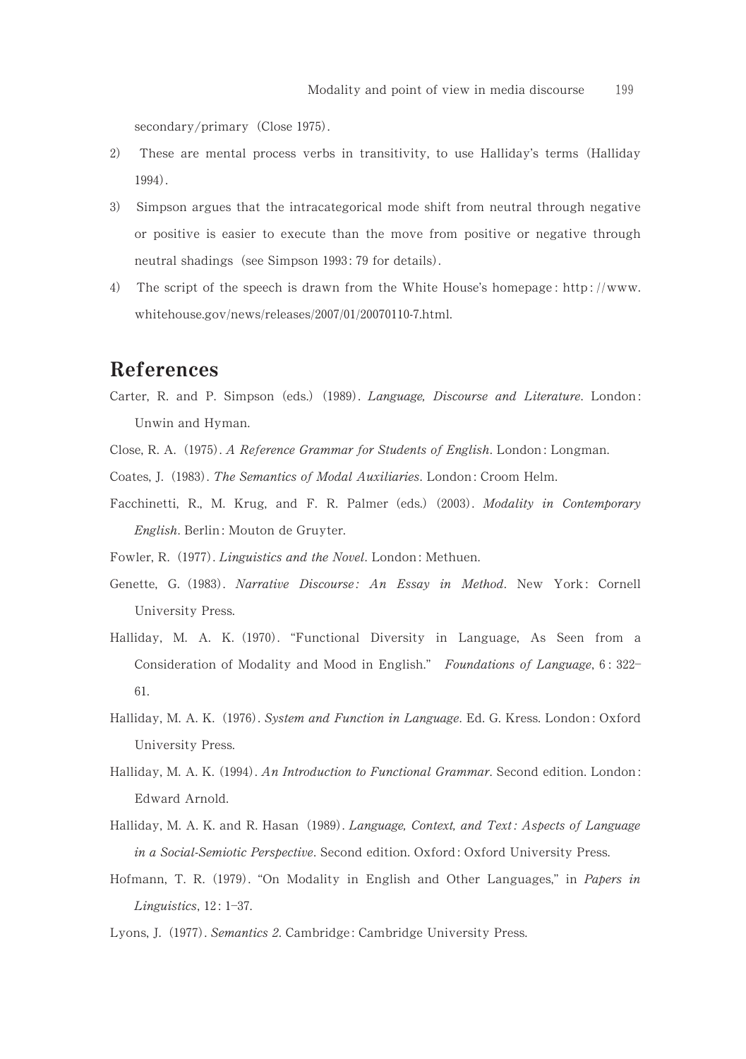secondary/primary (Close 1975).

2) These are mental process verbs in transitivity, to use Halliday's terms (Halliday 1994).

3) Simpson argues that the intracategorical mode shift from neutral through negative or positive is easier to execute than the move from positive or negative through neutral shadings (see Simpson 1993: 79 for details).

4) The script of the speech is drawn from the White House's homepage: http://www.whitehouse.gov/news/releases/2007/01/20070110-7.html.

## References

Carter, R. and P. Simpson (eds.) (1989). *Language, Discourse and Literature*. London: Unwin and Hyman.

Close, R. A. (1975). *A Reference Grammar for Students of English*. London: Longman.

Coates, J. (1983). *The Semantics of Modal Auxiliaries*. London: Croom Helm.

Facchinetti, R., M. Krug, and F. R. Palmer (eds.) (2003). *Modality in Contemporary English*. Berlin: Mouton de Gruyter.

Fowler, R. (1977). *Linguistics and the Novel*. London: Methuen.

Genette, G. (1983). *Narrative Discourse: An Essay in Method*. New York: Cornell University Press.

Halliday, M. A. K. (1970). "Functional Diversity in Language, As Seen from a Consideration of Modality and Mood in English." *Foundations of Language*, 6: 322–61.

Halliday, M. A. K. (1976). *System and Function in Language*. Ed. G. Kress. London: Oxford University Press.

Halliday, M. A. K. (1994). *An Introduction to Functional Grammar*. Second edition. London: Edward Arnold.

Halliday, M. A. K. and R. Hasan (1989). *Language, Context, and Text: Aspects of Language in a Social-Semiotic Perspective*. Second edition. Oxford: Oxford University Press.

Hofmann, T. R. (1979). "On Modality in English and Other Languages," in *Papers in Linguistics*, 12: 1–37.

Lyons, J. (1977). *Semantics 2*. Cambridge: Cambridge University Press.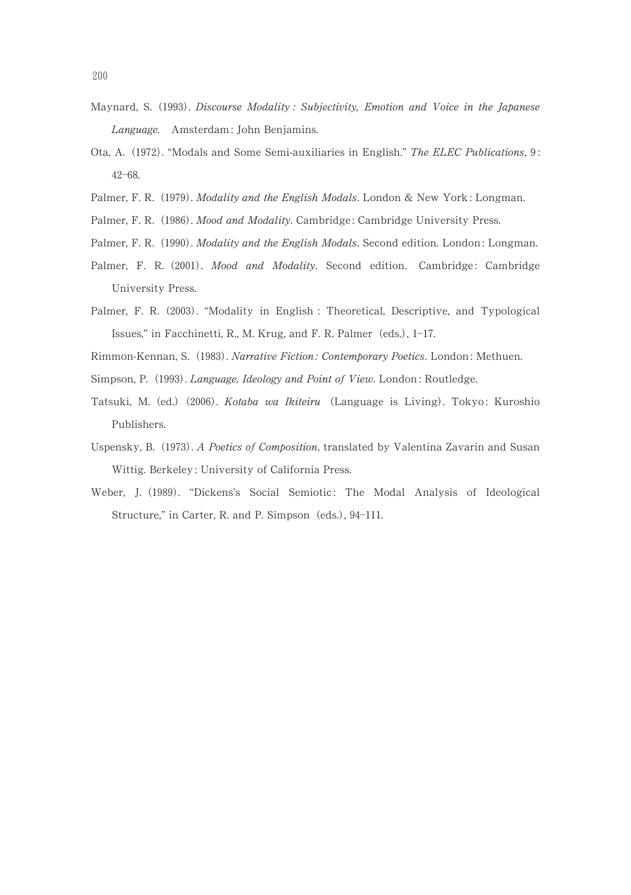Maynard, S. (1993). *Discourse Modality: Subjectivity, Emotion and Voice in the Japanese Language.* Amsterdam: John Benjamins.

Ota, A. (1972). "Modals and Some Semi-auxiliaries in English." *The ELEC Publications*, 9: 42–68.

Palmer, F. R. (1979). *Modality and the English Modals*. London & New York: Longman.

Palmer, F. R. (1986). *Mood and Modality*. Cambridge: Cambridge University Press.

Palmer, F. R. (1990). *Modality and the English Modals*. Second edition. London: Longman.

Palmer, F. R. (2001). *Mood and Modality*. Second edition. Cambridge: Cambridge University Press.

Palmer, F. R. (2003). "Modality in English: Theoretical, Descriptive, and Typological Issues," in Facchinetti, R., M. Krug, and F. R. Palmer (eds.), 1–17.

Rimmon-Kennan, S. (1983). *Narrative Fiction: Contemporary Poetics*. London: Methuen.

Simpson, P. (1993). *Language, Ideology and Point of View*. London: Routledge.

Tatsuki, M. (ed.) (2006). *Kotaba wa Ikiteiru* (Language is Living). Tokyo: Kuroshio Publishers.

Uspensky, B. (1973). *A Poetics of Composition*, translated by Valentina Zavarin and Susan Wittig. Berkeley: University of California Press.

Weber, J. (1989). "Dickens's Social Semiotic: The Modal Analysis of Ideological Structure," in Carter, R. and P. Simpson (eds.), 94–111.